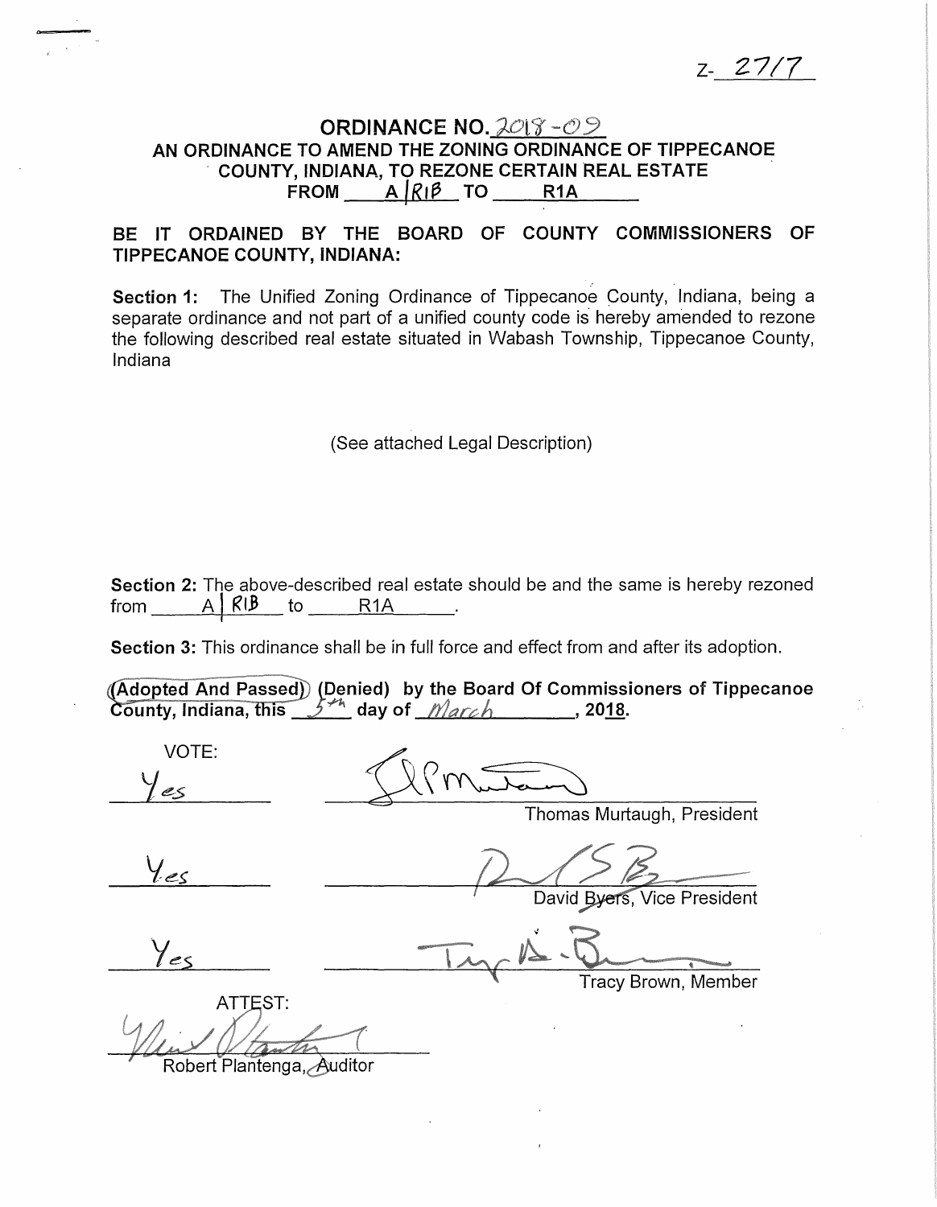Z- 2717

# ORDINANCE NO. 2018-09

## AN ORDINANCE TO AMEND THE ZONING ORDINANCE OF TIPPECANOE COUNTY, INDIANA, TO REZONE CERTAIN REAL ESTATE FROM A | R1B TO R1A

**BE IT ORDAINED BY THE BOARD OF COUNTY COMMISSIONERS OF TIPPECANOE COUNTY, INDIANA:**

**Section 1:** The Unified Zoning Ordinance of Tippecanoe County, Indiana, being a separate ordinance and not part of a unified county code is hereby amended to rezone the following described real estate situated in Wabash Township, Tippecanoe County, Indiana

(See attached Legal Description)

**Section 2:** The above-described real estate should be and the same is hereby rezoned from A | R1B to R1A.

**Section 3:** This ordinance shall be in full force and effect from and after its adoption.

**(Adopted And Passed) (Denied) by the Board Of Commissioners of Tippecanoe County, Indiana, this 5th day of March, 2018.**

VOTE:

Yes — Thomas Murtaugh, President

Yes — David Byers, Vice President

Yes — Tracy Brown, Member

ATTEST:

Robert Plantenga, Auditor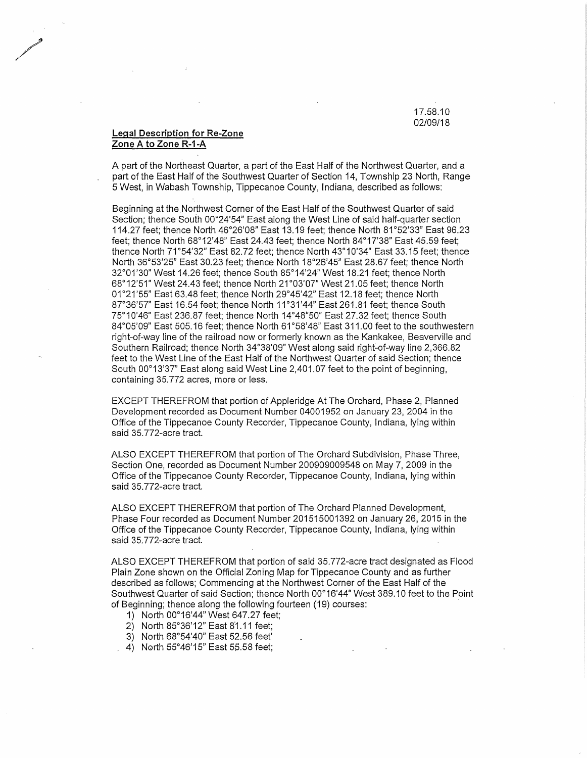17.58.10
02/09/18

**Legal Description for Re-Zone**
**Zone A to Zone R-1-A**

A part of the Northeast Quarter, a part of the East Half of the Northwest Quarter, and a part of the East Half of the Southwest Quarter of Section 14, Township 23 North, Range 5 West, in Wabash Township, Tippecanoe County, Indiana, described as follows:

Beginning at the Northwest Corner of the East Half of the Southwest Quarter of said Section; thence South 00°24'54" East along the West Line of said half-quarter section 114.27 feet; thence North 46°26'08" East 13.19 feet; thence North 81°52'33" East 96.23 feet; thence North 68°12'48" East 24.43 feet; thence North 84°17'38" East 45.59 feet; thence North 71°54'32" East 82.72 feet; thence North 43°10'34" East 33.15 feet; thence North 36°53'25" East 30.23 feet; thence North 18°26'45" East 28.67 feet; thence North 32°01'30" West 14.26 feet; thence South 85°14'24" West 18.21 feet; thence North 68°12'51" West 24.43 feet; thence North 21°03'07" West 21.05 feet; thence North 01°21'55" East 63.48 feet; thence North 29°45'42" East 12.18 feet; thence North 87°36'57" East 16.54 feet; thence North 11°31'44" East 261.81 feet; thence South 75°10'46" East 236.87 feet; thence North 14°48"50" East 27.32 feet; thence South 84°05'09" East 505.16 feet; thence North 61°58'48" East 311.00 feet to the southwestern right-of-way line of the railroad now or formerly known as the Kankakee, Beaverville and Southern Railroad; thence North 34°38'09" West along said right-of-way line 2,366.82 feet to the West Line of the East Half of the Northwest Quarter of said Section; thence South 00°13'37" East along said West Line 2,401.07 feet to the point of beginning, containing 35.772 acres, more or less.

EXCEPT THEREFROM that portion of Appleridge At The Orchard, Phase 2, Planned Development recorded as Document Number 04001952 on January 23, 2004 in the Office of the Tippecanoe County Recorder, Tippecanoe County, Indiana, lying within said 35.772-acre tract.

ALSO EXCEPT THEREFROM that portion of The Orchard Subdivision, Phase Three, Section One, recorded as Document Number 200909009548 on May 7, 2009 in the Office of the Tippecanoe County Recorder, Tippecanoe County, Indiana, lying within said 35.772-acre tract.

ALSO EXCEPT THEREFROM that portion of The Orchard Planned Development, Phase Four recorded as Document Number 201515001392 on January 26, 2015 in the Office of the Tippecanoe County Recorder, Tippecanoe County, Indiana, lying within said 35.772-acre tract.

ALSO EXCEPT THEREFROM that portion of said 35.772-acre tract designated as Flood Plain Zone shown on the Official Zoning Map for Tippecanoe County and as further described as follows; Commencing at the Northwest Corner of the East Half of the Southwest Quarter of said Section; thence North 00°16'44" West 389.10 feet to the Point of Beginning; thence along the following fourteen (19) courses:

1) North 00°16'44" West 647.27 feet;
2) North 85°36'12" East 81.11 feet;
3) North 68°54'40" East 52.56 feet'
4) North 55°46'15" East 55.58 feet;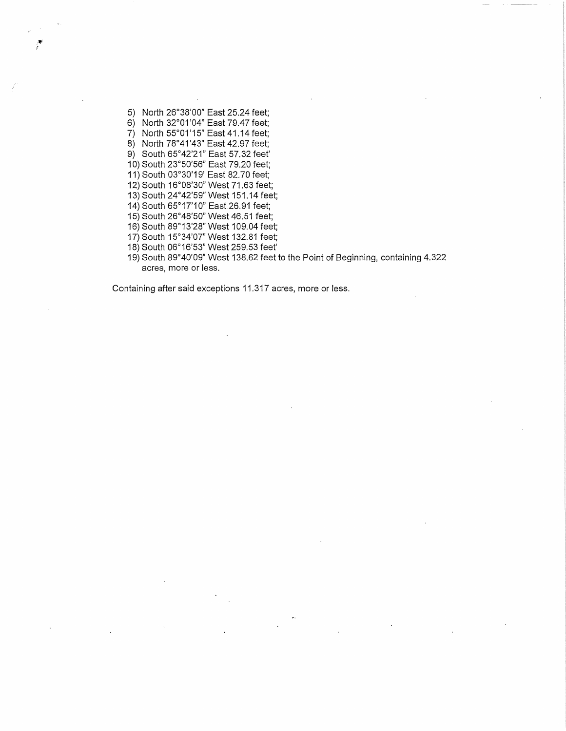5) North 26°38'00" East 25.24 feet;
6) North 32°01'04" East 79.47 feet;
7) North 55°01'15" East 41.14 feet;
8) North 78°41'43" East 42.97 feet;
9) South 65°42'21" East 57.32 feet'
10) South 23°50'56" East 79.20 feet;
11) South 03°30'19' East 82.70 feet;
12) South 16°08'30" West 71.63 feet;
13) South 24°42'59" West 151.14 feet;
14) South 65°17'10" East 26.91 feet;
15) South 26°48'50" West 46.51 feet;
16) South 89°13'28" West 109.04 feet;
17) South 15°34'07" West 132.81 feet;
18) South 06°16'53" West 259.53 feet'
19) South 89°40'09" West 138.62 feet to the Point of Beginning, containing 4.322 acres, more or less.

Containing after said exceptions 11.317 acres, more or less.